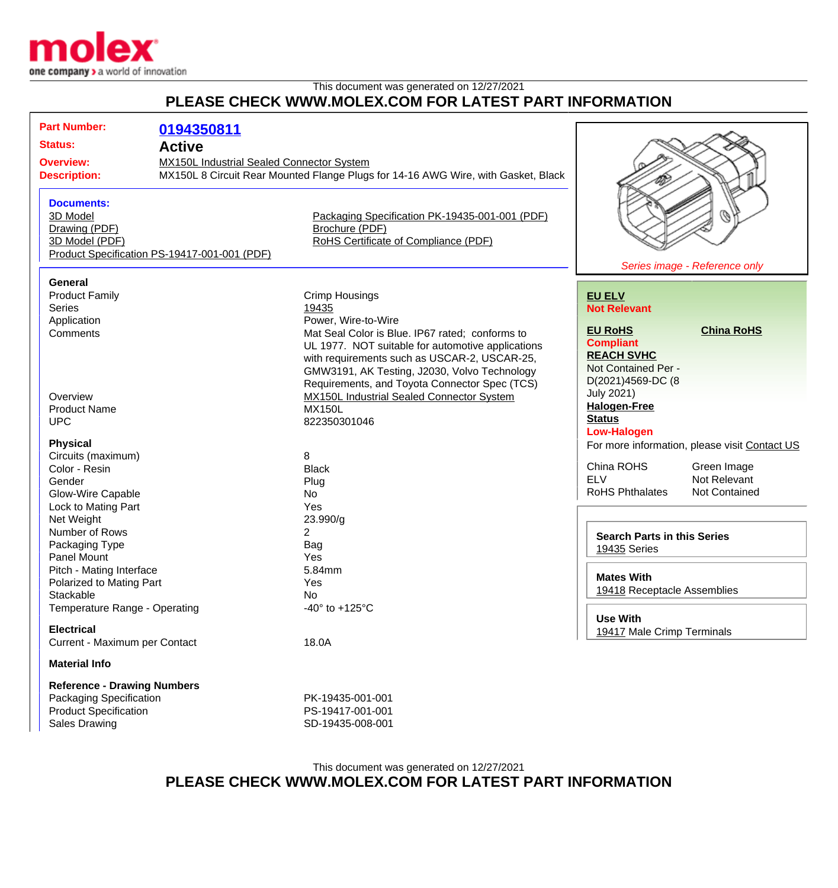This document was generated on 12/27/2021

# PLEASE CHECK WWW.MOLEX.COM FOR LATEST PART INFORMATION

| | |
|---|---|
| **Part Number:** | **0194350811** |
| **Status:** | **Active** |
| **Overview:** | MX150L Industrial Sealed Connector System |
| **Description:** | MX150L 8 Circuit Rear Mounted Flange Plugs for 14-16 AWG Wire, with Gasket, Black |

### Documents:

- 3D Model
- Drawing (PDF)
- 3D Model (PDF)
- Product Specification PS-19417-001-001 (PDF)
- Packaging Specification PK-19435-001-001 (PDF)
- Brochure (PDF)
- RoHS Certificate of Compliance (PDF)

*Series image - Reference only*

### General

| | |
|---|---|
| Product Family | Crimp Housings |
| Series | 19435 |
| Application | Power, Wire-to-Wire |
| Comments | Mat Seal Color is Blue. IP67 rated; conforms to UL 1977. NOT suitable for automotive applications with requirements such as USCAR-2, USCAR-25, GMW3191, AK Testing, J2030, Volvo Technology Requirements, and Toyota Connector Spec (TCS) |
| Overview | MX150L Industrial Sealed Connector System |
| Product Name | MX150L |
| UPC | 822350301046 |

### Physical

| | |
|---|---|
| Circuits (maximum) | 8 |
| Color - Resin | Black |
| Gender | Plug |
| Glow-Wire Capable | No |
| Lock to Mating Part | Yes |
| Net Weight | 23.990/g |
| Number of Rows | 2 |
| Packaging Type | Bag |
| Panel Mount | Yes |
| Pitch - Mating Interface | 5.84mm |
| Polarized to Mating Part | Yes |
| Stackable | No |
| Temperature Range - Operating | -40° to +125°C |

### Electrical

| | |
|---|---|
| Current - Maximum per Contact | 18.0A |

### Material Info

### Reference - Drawing Numbers

| | |
|---|---|
| Packaging Specification | PK-19435-001-001 |
| Product Specification | PS-19417-001-001 |
| Sales Drawing | SD-19435-008-001 |

**EU ELV**
**Not Relevant**

**EU RoHS** **China RoHS**
**Compliant**

**REACH SVHC**
Not Contained Per - D(2021)4569-DC (8 July 2021)

**Halogen-Free Status**
**Low-Halogen**

For more information, please visit Contact US

| | |
|---|---|
| China ROHS | Green Image |
| ELV | Not Relevant |
| RoHS Phthalates | Not Contained |

**Search Parts in this Series**
19435 Series

**Mates With**
19418 Receptacle Assemblies

**Use With**
19417 Male Crimp Terminals

This document was generated on 12/27/2021

# PLEASE CHECK WWW.MOLEX.COM FOR LATEST PART INFORMATION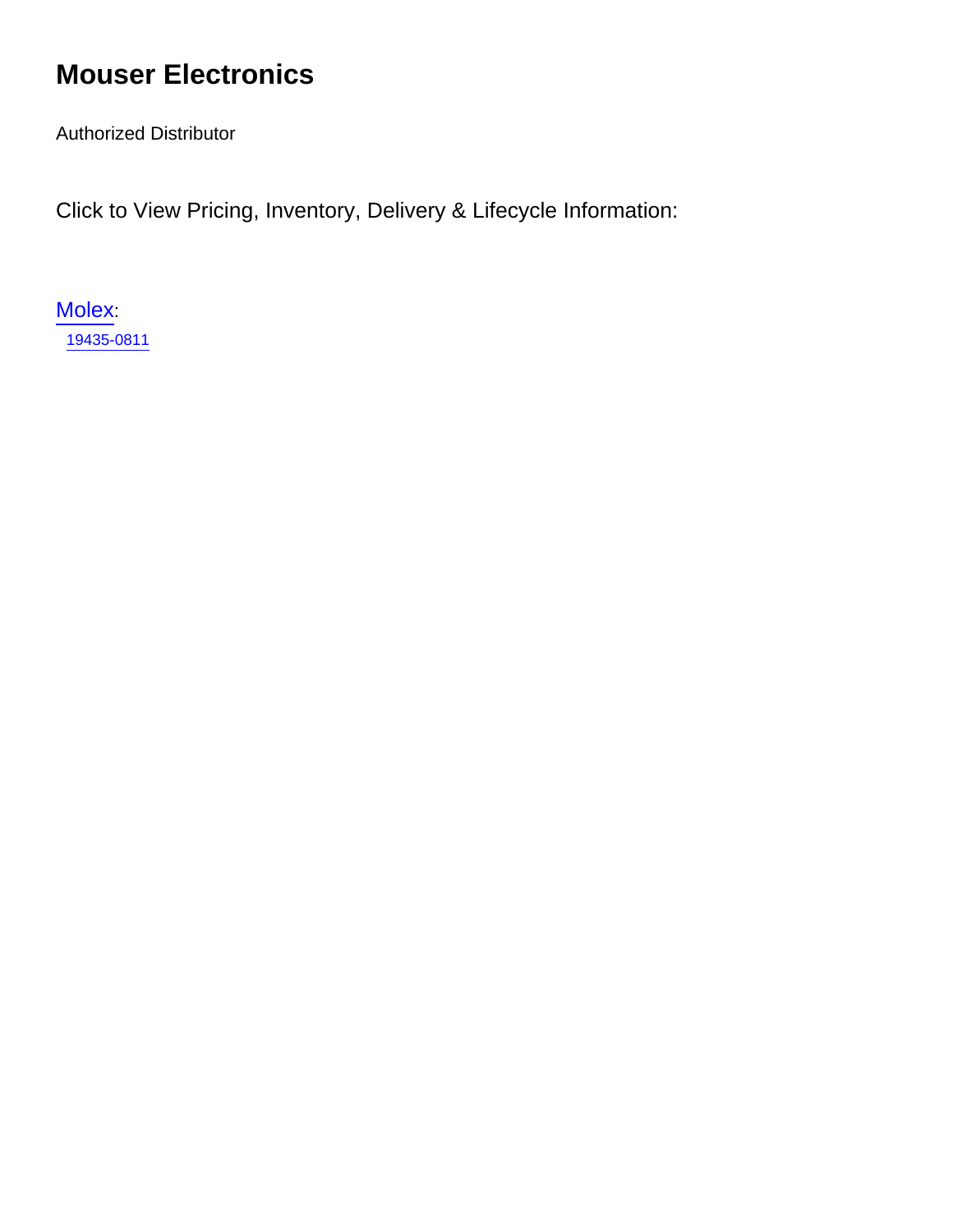# Mouser Electronics

Authorized Distributor

Click to View Pricing, Inventory, Delivery & Lifecycle Information:

Molex:

19435-0811